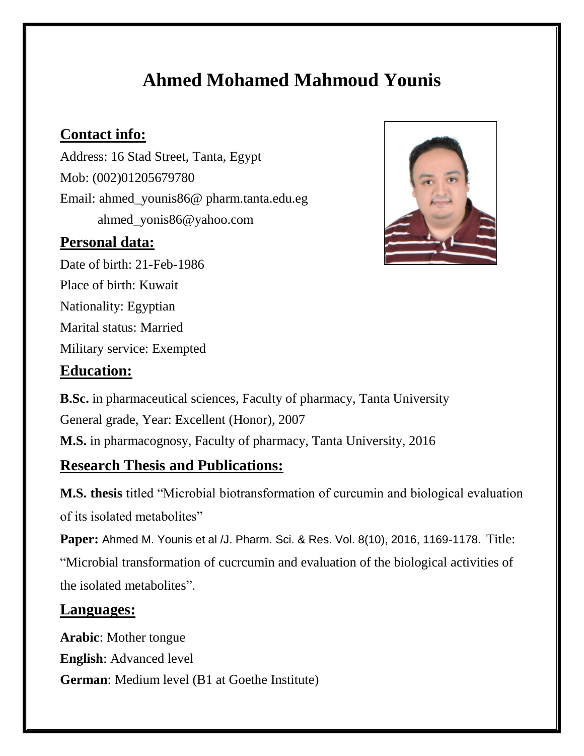# Ahmed Mohamed Mahmoud Younis

## Contact info:

Address: 16 Stad Street, Tanta, Egypt

Mob: (002)01205679780

Email: ahmed_younis86@ pharm.tanta.edu.eg

ahmed_yonis86@yahoo.com

## Personal data:

Date of birth: 21-Feb-1986

Place of birth: Kuwait

Nationality: Egyptian

Marital status: Married

Military service: Exempted

## Education:

**B.Sc.** in pharmaceutical sciences, Faculty of pharmacy, Tanta University

General grade, Year: Excellent (Honor), 2007

**M.S.** in pharmacognosy, Faculty of pharmacy, Tanta University, 2016

## Research Thesis and Publications:

**M.S. thesis** titled "Microbial biotransformation of curcumin and biological evaluation of its isolated metabolites"

**Paper:** Ahmed M. Younis et al /J. Pharm. Sci. & Res. Vol. 8(10), 2016, 1169-1178. Title: "Microbial transformation of cucrcumin and evaluation of the biological activities of the isolated metabolites".

## Languages:

**Arabic**: Mother tongue

**English**: Advanced level

**German**: Medium level (B1 at Goethe Institute)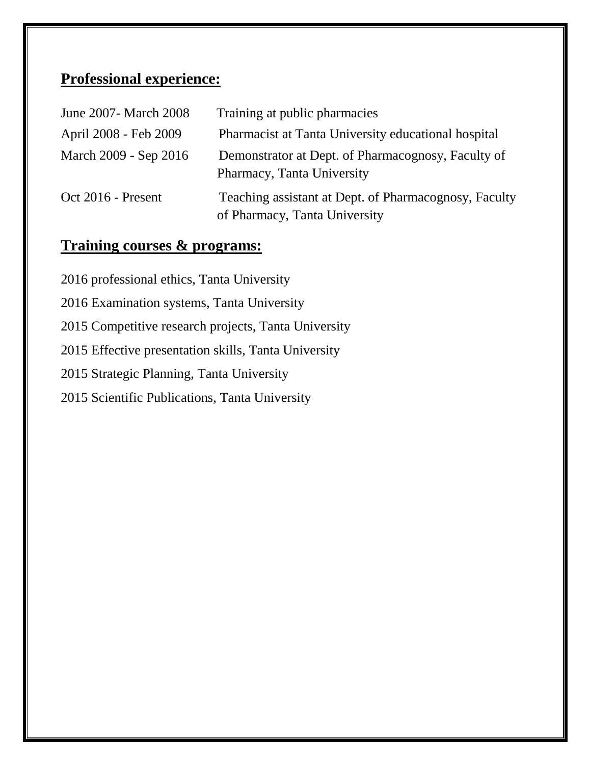## Professional experience:

| | |
|---|---|
| June 2007- March 2008 | Training at public pharmacies |
| April 2008 - Feb 2009 | Pharmacist at Tanta University educational hospital |
| March 2009 - Sep 2016 | Demonstrator at Dept. of Pharmacognosy, Faculty of Pharmacy, Tanta University |
| Oct 2016 - Present | Teaching assistant at Dept. of Pharmacognosy, Faculty of Pharmacy, Tanta University |

## Training courses & programs:

2016 professional ethics, Tanta University

2016 Examination systems, Tanta University

2015 Competitive research projects, Tanta University

2015 Effective presentation skills, Tanta University

2015 Strategic Planning, Tanta University

2015 Scientific Publications, Tanta University